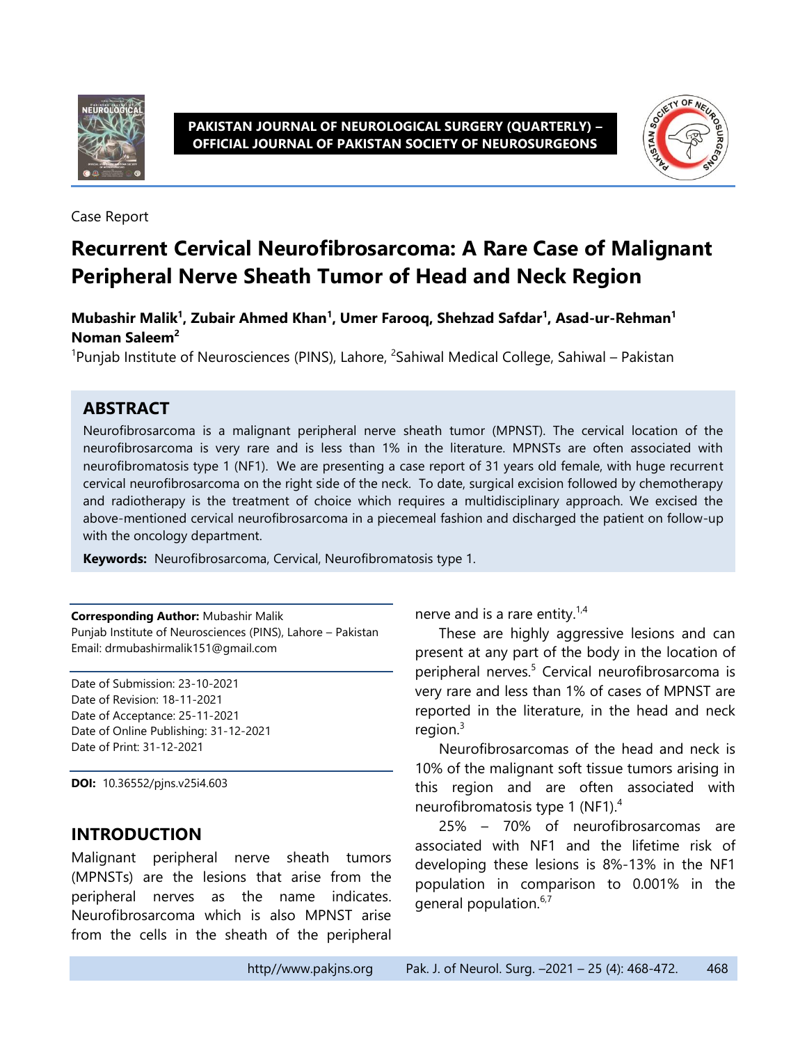Case Report

# Recurrent Cervical Neurofibrosarcoma: A Rare Case of Malignant Peripheral Nerve Sheath Tumor of Head and Neck Region

**Mubashir Malik[1], Zubair Ahmed Khan[1], Umer Farooq, Shehzad Safdar[1], Asad-ur-Rehman[1] Noman Saleem[2]**

[1]Punjab Institute of Neurosciences (PINS), Lahore, [2]Sahiwal Medical College, Sahiwal – Pakistan

## ABSTRACT

Neurofibrosarcoma is a malignant peripheral nerve sheath tumor (MPNST). The cervical location of the neurofibrosarcoma is very rare and is less than 1% in the literature. MPNSTs are often associated with neurofibromatosis type 1 (NF1). We are presenting a case report of 31 years old female, with huge recurrent cervical neurofibrosarcoma on the right side of the neck. To date, surgical excision followed by chemotherapy and radiotherapy is the treatment of choice which requires a multidisciplinary approach. We excised the above-mentioned cervical neurofibrosarcoma in a piecemeal fashion and discharged the patient on follow-up with the oncology department.

**Keywords:** Neurofibrosarcoma, Cervical, Neurofibromatosis type 1.

**Corresponding Author:** Mubashir Malik
Punjab Institute of Neurosciences (PINS), Lahore – Pakistan
Email: drmubashirmalik151@gmail.com

Date of Submission: 23-10-2021
Date of Revision: 18-11-2021
Date of Acceptance: 25-11-2021
Date of Online Publishing: 31-12-2021
Date of Print: 31-12-2021

**DOI:** 10.36552/pjns.v25i4.603

## INTRODUCTION

Malignant peripheral nerve sheath tumors (MPNSTs) are the lesions that arise from the peripheral nerves as the name indicates. Neurofibrosarcoma which is also MPNST arise from the cells in the sheath of the peripheral nerve and is a rare entity.[1,4]

These are highly aggressive lesions and can present at any part of the body in the location of peripheral nerves.[5] Cervical neurofibrosarcoma is very rare and less than 1% of cases of MPNST are reported in the literature, in the head and neck region.[3]

Neurofibrosarcomas of the head and neck is 10% of the malignant soft tissue tumors arising in this region and are often associated with neurofibromatosis type 1 (NF1).[4]

25% – 70% of neurofibrosarcomas are associated with NF1 and the lifetime risk of developing these lesions is 8%-13% in the NF1 population in comparison to 0.001% in the general population.[6,7]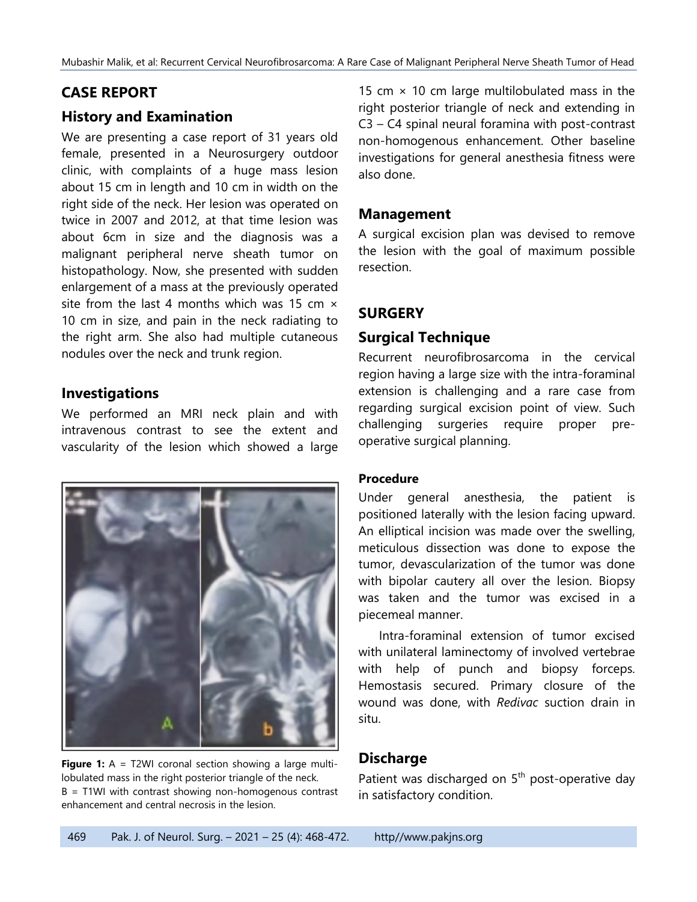## CASE REPORT

### History and Examination

We are presenting a case report of 31 years old female, presented in a Neurosurgery outdoor clinic, with complaints of a huge mass lesion about 15 cm in length and 10 cm in width on the right side of the neck. Her lesion was operated on twice in 2007 and 2012, at that time lesion was about 6cm in size and the diagnosis was a malignant peripheral nerve sheath tumor on histopathology. Now, she presented with sudden enlargement of a mass at the previously operated site from the last 4 months which was 15 cm × 10 cm in size, and pain in the neck radiating to the right arm. She also had multiple cutaneous nodules over the neck and trunk region.

### Investigations

We performed an MRI neck plain and with intravenous contrast to see the extent and vascularity of the lesion which showed a large 15 cm × 10 cm large multilobulated mass in the right posterior triangle of neck and extending in C3 – C4 spinal neural foramina with post-contrast non-homogenous enhancement. Other baseline investigations for general anesthesia fitness were also done.

**Figure 1:** A = T2WI coronal section showing a large multi-lobulated mass in the right posterior triangle of the neck. B = T1WI with contrast showing non-homogenous contrast enhancement and central necrosis in the lesion.

### Management

A surgical excision plan was devised to remove the lesion with the goal of maximum possible resection.

## SURGERY

### Surgical Technique

Recurrent neurofibrosarcoma in the cervical region having a large size with the intra-foraminal extension is challenging and a rare case from regarding surgical excision point of view. Such challenging surgeries require proper pre-operative surgical planning.

#### Procedure

Under general anesthesia, the patient is positioned laterally with the lesion facing upward. An elliptical incision was made over the swelling, meticulous dissection was done to expose the tumor, devascularization of the tumor was done with bipolar cautery all over the lesion. Biopsy was taken and the tumor was excised in a piecemeal manner.

Intra-foraminal extension of tumor excised with unilateral laminectomy of involved vertebrae with help of punch and biopsy forceps. Hemostasis secured. Primary closure of the wound was done, with *Redivac* suction drain in situ.

### Discharge

Patient was discharged on 5th post-operative day in satisfactory condition.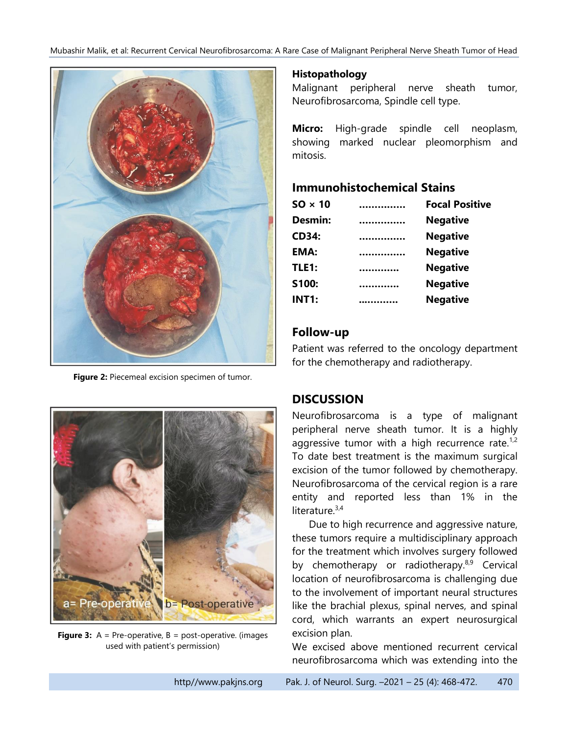Figure 2: Piecemeal excision specimen of tumor.

Figure 3: A = Pre-operative, B = post-operative. (images used with patient's permission)

**Histopathology**

Malignant peripheral nerve sheath tumor, Neurofibrosarcoma, Spindle cell type.

**Micro:** High-grade spindle cell neoplasm, showing marked nuclear pleomorphism and mitosis.

## Immunohistochemical Stains

| | | |
|---|---|---|
| **SO × 10** | .............. | **Focal Positive** |
| **Desmin:** | .............. | **Negative** |
| **CD34:** | .............. | **Negative** |
| **EMA:** | .............. | **Negative** |
| **TLE1:** | ............ | **Negative** |
| **S100:** | ............ | **Negative** |
| **INT1:** | ............ | **Negative** |

## Follow-up

Patient was referred to the oncology department for the chemotherapy and radiotherapy.

## DISCUSSION

Neurofibrosarcoma is a type of malignant peripheral nerve sheath tumor. It is a highly aggressive tumor with a high recurrence rate.[1,2] To date best treatment is the maximum surgical excision of the tumor followed by chemotherapy. Neurofibrosarcoma of the cervical region is a rare entity and reported less than 1% in the literature.[3,4]

Due to high recurrence and aggressive nature, these tumors require a multidisciplinary approach for the treatment which involves surgery followed by chemotherapy or radiotherapy.[8,9] Cervical location of neurofibrosarcoma is challenging due to the involvement of important neural structures like the brachial plexus, spinal nerves, and spinal cord, which warrants an expert neurosurgical excision plan.

We excised above mentioned recurrent cervical neurofibrosarcoma which was extending into the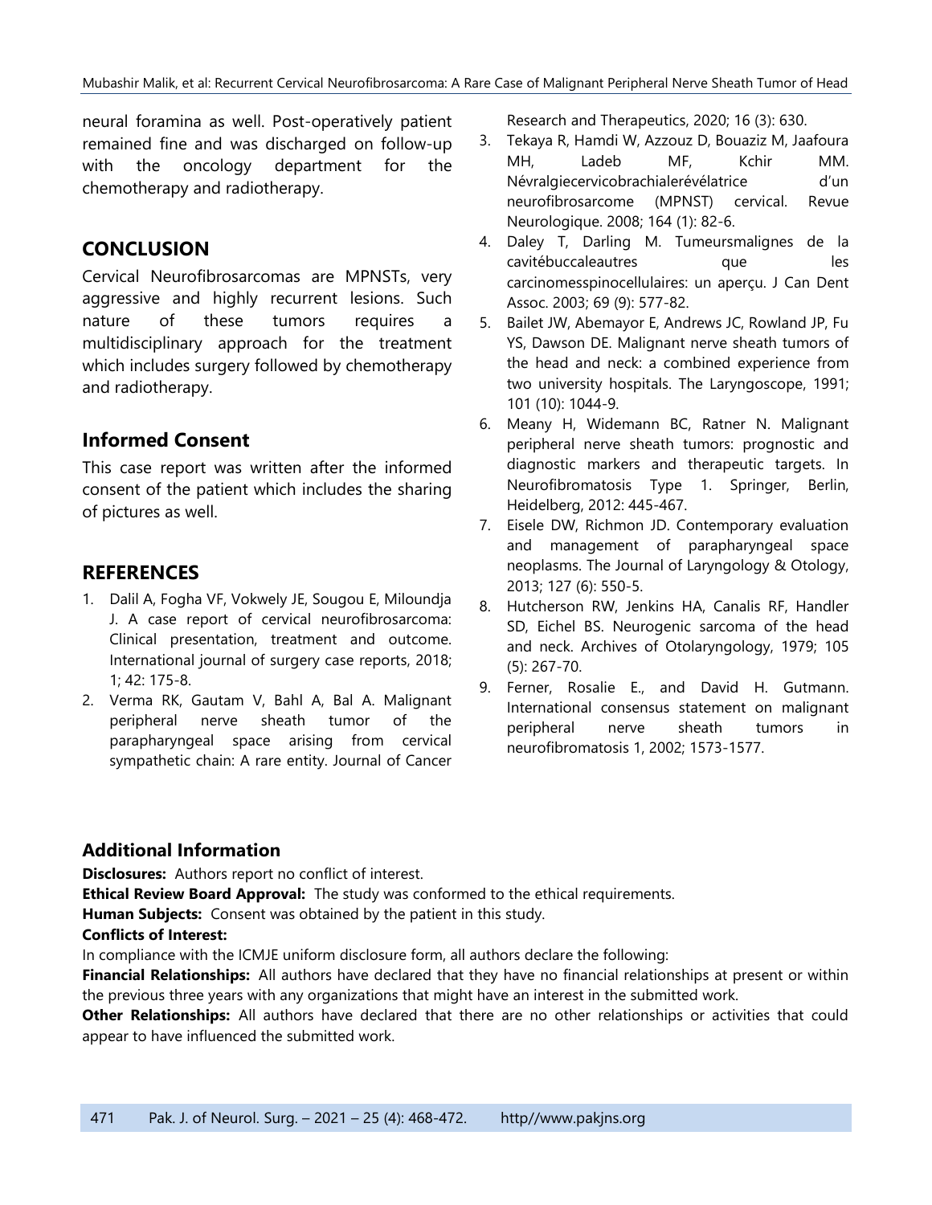neural foramina as well. Post-operatively patient remained fine and was discharged on follow-up with the oncology department for the chemotherapy and radiotherapy.

## CONCLUSION

Cervical Neurofibrosarcomas are MPNSTs, very aggressive and highly recurrent lesions. Such nature of these tumors requires a multidisciplinary approach for the treatment which includes surgery followed by chemotherapy and radiotherapy.

## Informed Consent

This case report was written after the informed consent of the patient which includes the sharing of pictures as well.

## REFERENCES

1. Dalil A, Fogha VF, Vokwely JE, Sougou E, Miloundja J. A case report of cervical neurofibrosarcoma: Clinical presentation, treatment and outcome. International journal of surgery case reports, 2018; 1; 42: 175-8.
2. Verma RK, Gautam V, Bahl A, Bal A. Malignant peripheral nerve sheath tumor of the parapharyngeal space arising from cervical sympathetic chain: A rare entity. Journal of Cancer Research and Therapeutics, 2020; 16 (3): 630.
3. Tekaya R, Hamdi W, Azzouz D, Bouaziz M, Jaafoura MH, Ladeb MF, Kchir MM. Névralgiecervicobrachialerévélatrice d'un neurofibrosarcome (MPNST) cervical. Revue Neurologique. 2008; 164 (1): 82-6.
4. Daley T, Darling M. Tumeursmalignes de la cavitébuccaleautres que les carcinomesspinocellulaires: un aperçu. J Can Dent Assoc. 2003; 69 (9): 577-82.
5. Bailet JW, Abemayor E, Andrews JC, Rowland JP, Fu YS, Dawson DE. Malignant nerve sheath tumors of the head and neck: a combined experience from two university hospitals. The Laryngoscope, 1991; 101 (10): 1044-9.
6. Meany H, Widemann BC, Ratner N. Malignant peripheral nerve sheath tumors: prognostic and diagnostic markers and therapeutic targets. In Neurofibromatosis Type 1. Springer, Berlin, Heidelberg, 2012: 445-467.
7. Eisele DW, Richmon JD. Contemporary evaluation and management of parapharyngeal space neoplasms. The Journal of Laryngology & Otology, 2013; 127 (6): 550-5.
8. Hutcherson RW, Jenkins HA, Canalis RF, Handler SD, Eichel BS. Neurogenic sarcoma of the head and neck. Archives of Otolaryngology, 1979; 105 (5): 267-70.
9. Ferner, Rosalie E., and David H. Gutmann. International consensus statement on malignant peripheral nerve sheath tumors in neurofibromatosis 1, 2002; 1573-1577.

### Additional Information

**Disclosures:** Authors report no conflict of interest.

**Ethical Review Board Approval:** The study was conformed to the ethical requirements.

**Human Subjects:** Consent was obtained by the patient in this study.

**Conflicts of Interest:**

In compliance with the ICMJE uniform disclosure form, all authors declare the following:

**Financial Relationships:** All authors have declared that they have no financial relationships at present or within the previous three years with any organizations that might have an interest in the submitted work.

**Other Relationships:** All authors have declared that there are no other relationships or activities that could appear to have influenced the submitted work.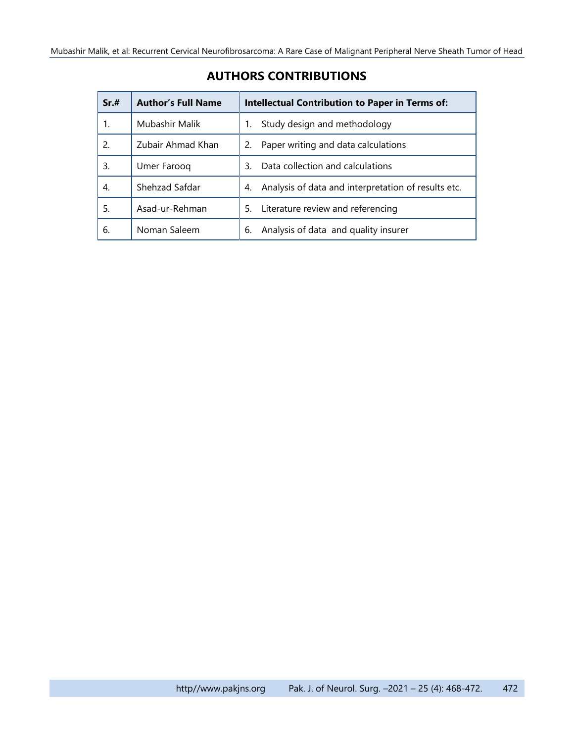## AUTHORS CONTRIBUTIONS

| Sr.# | Author's Full Name | Intellectual Contribution to Paper in Terms of: |
|---|---|---|
| 1. | Mubashir Malik | 1. Study design and methodology |
| 2. | Zubair Ahmad Khan | 2. Paper writing and data calculations |
| 3. | Umer Farooq | 3. Data collection and calculations |
| 4. | Shehzad Safdar | 4. Analysis of data and interpretation of results etc. |
| 5. | Asad-ur-Rehman | 5. Literature review and referencing |
| 6. | Noman Saleem | 6. Analysis of data and quality insurer |